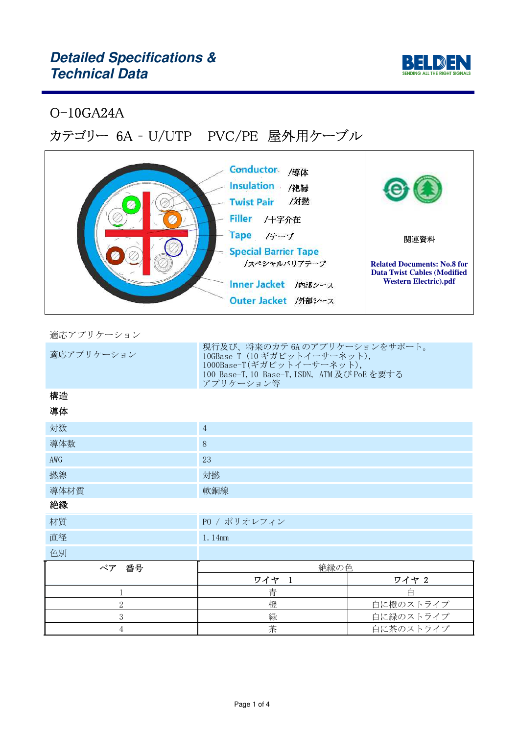# Detailed Specifications & Technical Data

## O-10GA24A

## カテゴリー 6A - U/UTP　PVC/PE 屋外用ケーブル

Conductor /導体
Insulation /絶縁
Twist Pair /対撚
Filler /十字介在
Tape /テープ
Special Barrier Tape /スペシャルバリアテープ
Inner Jacket /内部シース
Outer Jacket /外部シース

関連資料

**Related Documents: No.8 for Data Twist Cables (Modified Western Electric).pdf**

適応アプリケーション

| | |
|---|---|
| 適応アプリケーション | 現行及び、将来のカテ 6A のアプリケーションをサポート。<br>10GBase-T（10 ギガビットイーサーネット），<br>1000Base-T(ギガビットイーサーネット)，<br>100 Base-T, 10 Base-T, ISDN, ATM 及び PoE を要する<br>アプリケーション等 |

**構造**

**導体**

| | |
|---|---|
| 対数 | 4 |
| 導体数 | 8 |
| AWG | 23 |
| 撚線 | 対撚 |
| 導体材質 | 軟銅線 |

**絶縁**

| | |
|---|---|
| 材質 | PO / ポリオレフィン |
| 直径 | 1.14mm |
| 色別 | |

| ペア　番号 | 絶縁の色 | |
|---|---|---|
| | ワイヤ　1 | ワイヤ 2 |
| 1 | 青 | 白 |
| 2 | 橙 | 白に橙のストライプ |
| 3 | 緑 | 白に緑のストライプ |
| 4 | 茶 | 白に茶のストライプ |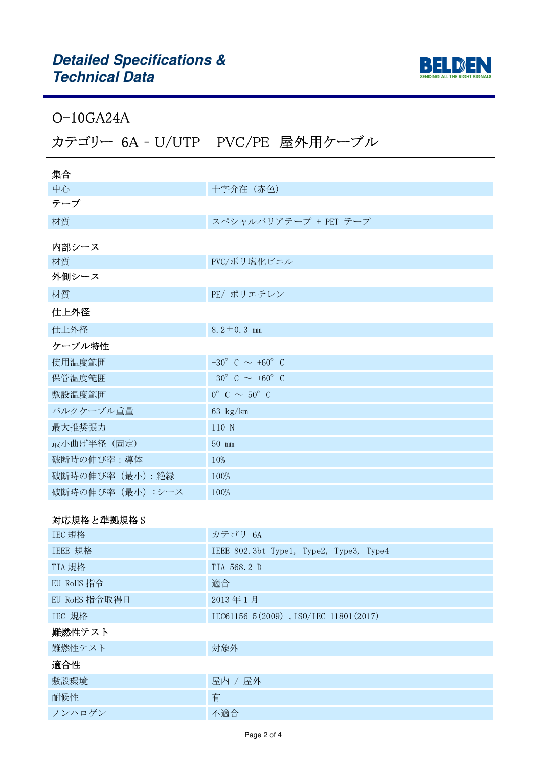# Detailed Specifications & Technical Data

## O-10GA24A

## カテゴリー 6A - U/UTP　PVC/PE 屋外用ケーブル

### 集合

| | |
|---|---|
| 中心 | 十字介在（赤色） |

### テープ

| | |
|---|---|
| 材質 | スペシャルバリアテープ + PET テープ |

### 内部シース

| | |
|---|---|
| 材質 | PVC/ポリ塩化ビニル |

### 外側シース

| | |
|---|---|
| 材質 | PE/ ポリエチレン |

### 仕上外径

| | |
|---|---|
| 仕上外径 | 8.2±0.3 mm |

### ケーブル特性

| | |
|---|---|
| 使用温度範囲 | -30° C ～ +60° C |
| 保管温度範囲 | -30° C ～ +60° C |
| 敷設温度範囲 | 0° C ～ 50° C |
| バルクケーブル重量 | 63 kg/km |
| 最大推奨張力 | 110 N |
| 最小曲げ半径（固定） | 50 mm |
| 破断時の伸び率：導体 | 10% |
| 破断時の伸び率（最小）：絶縁 | 100% |
| 破断時の伸び率（最小）：シース | 100% |

### 対応規格と準拠規格 S

| | |
|---|---|
| IEC 規格 | カテゴリ 6A |
| IEEE 規格 | IEEE 802.3bt Type1, Type2, Type3, Type4 |
| TIA 規格 | TIA 568.2-D |
| EU RoHS 指令 | 適合 |
| EU RoHS 指令取得日 | 2013 年 1 月 |
| IEC 規格 | IEC61156-5(2009) ,ISO/IEC 11801(2017) |

### 難燃性テスト

| | |
|---|---|
| 難燃性テスト | 対象外 |

### 適合性

| | |
|---|---|
| 敷設環境 | 屋内 / 屋外 |
| 耐候性 | 有 |
| ノンハロゲン | 不適合 |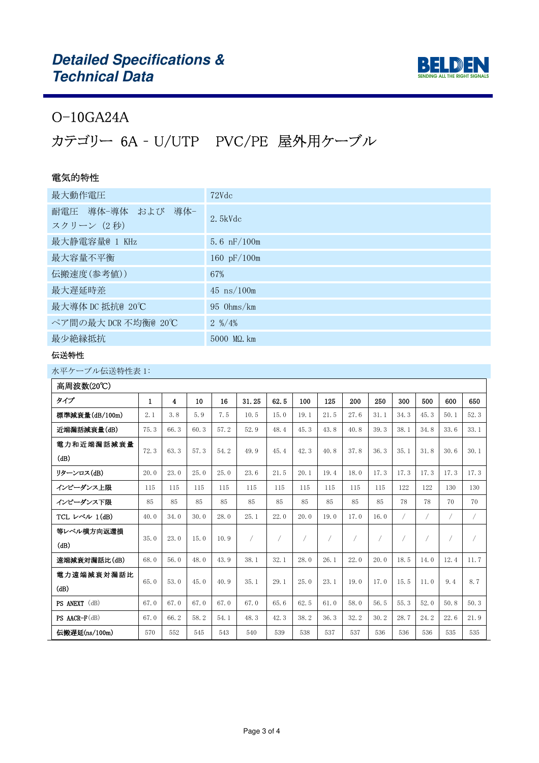# Detailed Specifications & Technical Data

BELDEN
SENDING ALL THE RIGHT SIGNALS

## O-10GA24A

## カテゴリー 6A - U/UTP PVC/PE 屋外用ケーブル

### 電気的特性

| | |
|---|---|
| 最大動作電圧 | 72Vdc |
| 耐電圧 導体-導体 および 導体-スクリーン (2 秒) | 2.5kVdc |
| 最大静電容量@ 1 KHz | 5.6 nF/100m |
| 最大容量不平衡 | 160 pF/100m |
| 伝搬速度(参考値)) | 67% |
| 最大遅延時差 | 45 ns/100m |
| 最大導体 DC 抵抗@ 20℃ | 95 Ohms/km |
| ペア間の最大 DCR 不均衡@ 20℃ | 2 %/4% |
| 最少絶縁抵抗 | 5000 MΩ.km |

### 伝送特性

水平ケーブル伝送特性表 1:

| 高周波数(20℃) | | | | | | | | | | | | | | |
|---|---|---|---|---|---|---|---|---|---|---|---|---|---|---|
| タイプ | 1 | 4 | 10 | 16 | 31.25 | 62.5 | 100 | 125 | 200 | 250 | 300 | 500 | 600 | 650 |
| 標準減衰量(dB/100m) | 2.1 | 3.8 | 5.9 | 7.5 | 10.5 | 15.0 | 19.1 | 21.5 | 27.6 | 31.1 | 34.3 | 45.3 | 50.1 | 52.3 |
| 近端漏話減衰量(dB) | 75.3 | 66.3 | 60.3 | 57.2 | 52.9 | 48.4 | 45.3 | 43.8 | 40.8 | 39.3 | 38.1 | 34.8 | 33.6 | 33.1 |
| 電力和近端漏話減衰量(dB) | 72.3 | 63.3 | 57.3 | 54.2 | 49.9 | 45.4 | 42.3 | 40.8 | 37.8 | 36.3 | 35.1 | 31.8 | 30.6 | 30.1 |
| リターンロス(dB) | 20.0 | 23.0 | 25.0 | 25.0 | 23.6 | 21.5 | 20.1 | 19.4 | 18.0 | 17.3 | 17.3 | 17.3 | 17.3 | 17.3 |
| インピーダンス上限 | 115 | 115 | 115 | 115 | 115 | 115 | 115 | 115 | 115 | 115 | 122 | 122 | 130 | 130 |
| インピーダンス下限 | 85 | 85 | 85 | 85 | 85 | 85 | 85 | 85 | 85 | 85 | 78 | 78 | 70 | 70 |
| TCL レベル 1(dB) | 40.0 | 34.0 | 30.0 | 28.0 | 25.1 | 22.0 | 20.0 | 19.0 | 17.0 | 16.0 | / | / | / | / |
| 等レベル横方向返還損(dB) | 35.0 | 23.0 | 15.0 | 10.9 | / | / | / | / | / | / | / | / | / | / |
| 遠端減衰対漏話比(dB) | 68.0 | 56.0 | 48.0 | 43.9 | 38.1 | 32.1 | 28.0 | 26.1 | 22.0 | 20.0 | 18.5 | 14.0 | 12.4 | 11.7 |
| 電力遠端減衰対漏話比(dB) | 65.0 | 53.0 | 45.0 | 40.9 | 35.1 | 29.1 | 25.0 | 23.1 | 19.0 | 17.0 | 15.5 | 11.0 | 9.4 | 8.7 |
| PS ANEXT (dB) | 67.0 | 67.0 | 67.0 | 67.0 | 67.0 | 65.6 | 62.5 | 61.0 | 58.0 | 56.5 | 55.3 | 52.0 | 50.8 | 50.3 |
| PS AACR-F(dB) | 67.0 | 66.2 | 58.2 | 54.1 | 48.3 | 42.3 | 38.2 | 36.3 | 32.2 | 30.2 | 28.7 | 24.2 | 22.6 | 21.9 |
| 伝搬遅延(ns/100m) | 570 | 552 | 545 | 543 | 540 | 539 | 538 | 537 | 537 | 536 | 536 | 536 | 535 | 535 |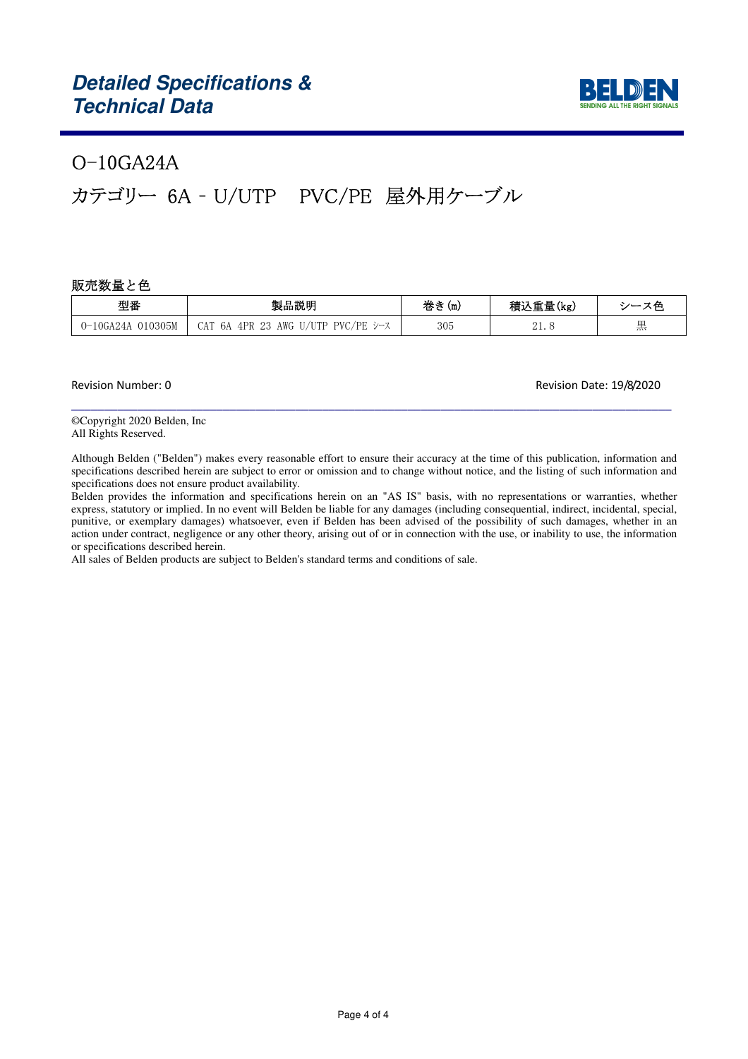# O-10GA24A

# カテゴリー 6A - U/UTP　PVC/PE 屋外用ケーブル

## 販売数量と色

| 型番 | 製品説明 | 巻き(m) | 積込重量(kg) | シース色 |
|---|---|---|---|---|
| O-10GA24A 010305M | CAT 6A 4PR 23 AWG U/UTP PVC/PE ｼｰｽ | 305 | 21.8 | 黒 |

Revision Number: 0 　　　　　　　　　　　　　　　　　　　　　　　　Revision Date: 19/8/2020

©Copyright 2020 Belden, Inc
All Rights Reserved.

Although Belden ("Belden") makes every reasonable effort to ensure their accuracy at the time of this publication, information and specifications described herein are subject to error or omission and to change without notice, and the listing of such information and specifications does not ensure product availability.
Belden provides the information and specifications herein on an "AS IS" basis, with no representations or warranties, whether express, statutory or implied. In no event will Belden be liable for any damages (including consequential, indirect, incidental, special, punitive, or exemplary damages) whatsoever, even if Belden has been advised of the possibility of such damages, whether in an action under contract, negligence or any other theory, arising out of or in connection with the use, or inability to use, the information or specifications described herein.
All sales of Belden products are subject to Belden's standard terms and conditions of sale.